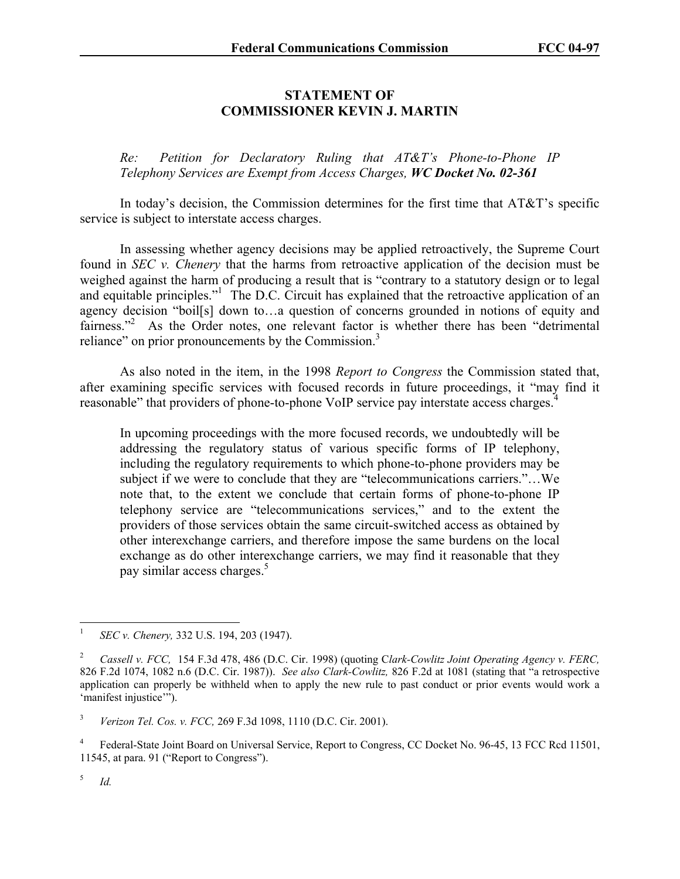# STATEMENT OF
# COMMISSIONER KEVIN J. MARTIN

*Re: Petition for Declaratory Ruling that AT&T's Phone-to-Phone IP Telephony Services are Exempt from Access Charges,* ***WC Docket No. 02-361***

In today's decision, the Commission determines for the first time that AT&T's specific service is subject to interstate access charges.

In assessing whether agency decisions may be applied retroactively, the Supreme Court found in *SEC v. Chenery* that the harms from retroactive application of the decision must be weighed against the harm of producing a result that is "contrary to a statutory design or to legal and equitable principles."[1] The D.C. Circuit has explained that the retroactive application of an agency decision "boil[s] down to…a question of concerns grounded in notions of equity and fairness."[2] As the Order notes, one relevant factor is whether there has been "detrimental reliance" on prior pronouncements by the Commission.[3]

As also noted in the item, in the 1998 *Report to Congress* the Commission stated that, after examining specific services with focused records in future proceedings, it "may find it reasonable" that providers of phone-to-phone VoIP service pay interstate access charges.[4]

> In upcoming proceedings with the more focused records, we undoubtedly will be addressing the regulatory status of various specific forms of IP telephony, including the regulatory requirements to which phone-to-phone providers may be subject if we were to conclude that they are "telecommunications carriers."…We note that, to the extent we conclude that certain forms of phone-to-phone IP telephony service are "telecommunications services," and to the extent the providers of those services obtain the same circuit-switched access as obtained by other interexchange carriers, and therefore impose the same burdens on the local exchange as do other interexchange carriers, we may find it reasonable that they pay similar access charges.[5]

---

[1] *SEC v. Chenery,* 332 U.S. 194, 203 (1947).

[2] *Cassell v. FCC,* 154 F.3d 478, 486 (D.C. Cir. 1998) (quoting *Clark-Cowlitz Joint Operating Agency v. FERC,* 826 F.2d 1074, 1082 n.6 (D.C. Cir. 1987)). *See also Clark-Cowlitz,* 826 F.2d at 1081 (stating that "a retrospective application can properly be withheld when to apply the new rule to past conduct or prior events would work a 'manifest injustice'").

[3] *Verizon Tel. Cos. v. FCC,* 269 F.3d 1098, 1110 (D.C. Cir. 2001).

[4] Federal-State Joint Board on Universal Service, Report to Congress, CC Docket No. 96-45, 13 FCC Rcd 11501, 11545, at para. 91 ("Report to Congress").

[5] *Id.*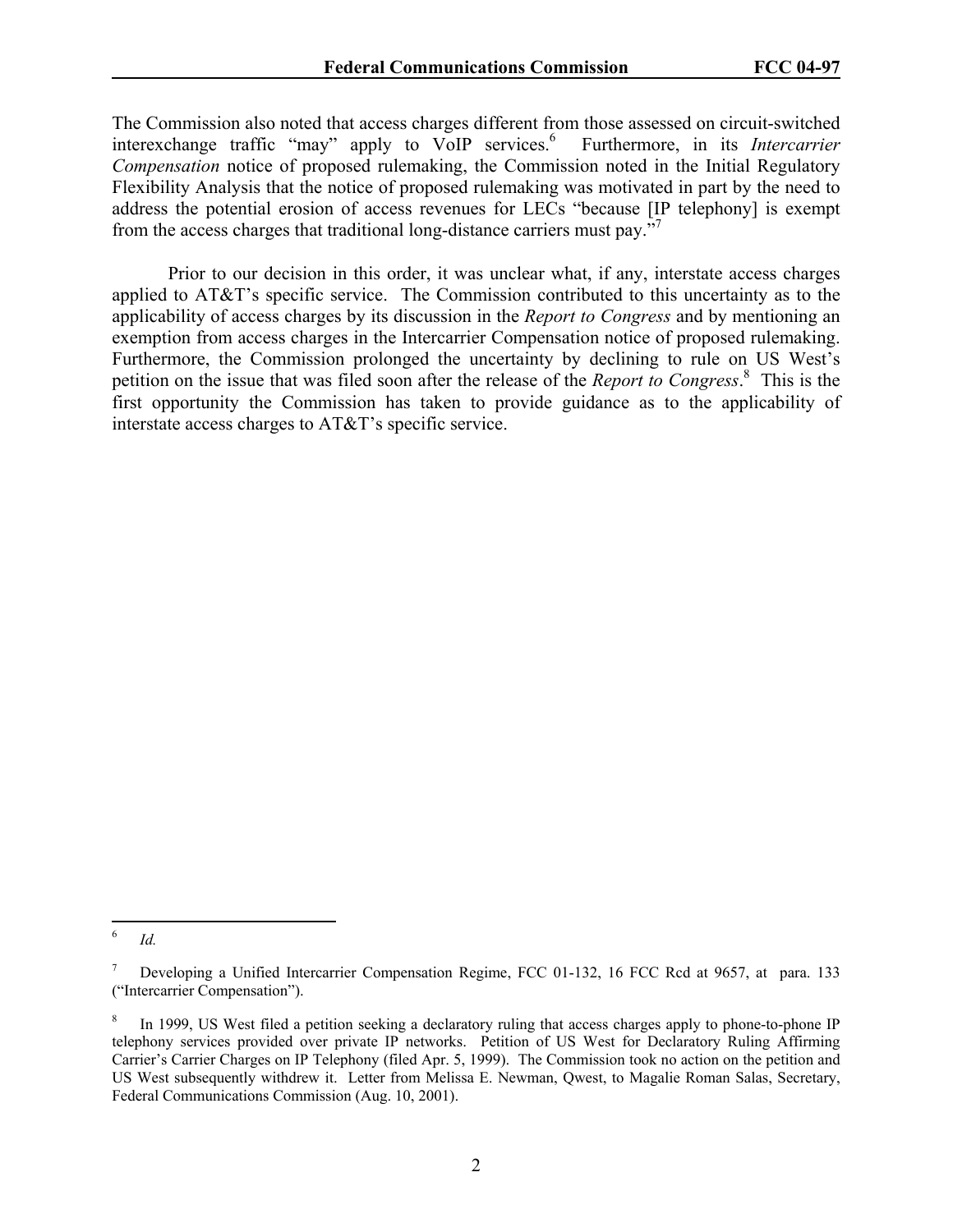The Commission also noted that access charges different from those assessed on circuit-switched interexchange traffic "may" apply to VoIP services.[6] Furthermore, in its *Intercarrier Compensation* notice of proposed rulemaking, the Commission noted in the Initial Regulatory Flexibility Analysis that the notice of proposed rulemaking was motivated in part by the need to address the potential erosion of access revenues for LECs "because [IP telephony] is exempt from the access charges that traditional long-distance carriers must pay."[7]

Prior to our decision in this order, it was unclear what, if any, interstate access charges applied to AT&T's specific service. The Commission contributed to this uncertainty as to the applicability of access charges by its discussion in the *Report to Congress* and by mentioning an exemption from access charges in the Intercarrier Compensation notice of proposed rulemaking. Furthermore, the Commission prolonged the uncertainty by declining to rule on US West's petition on the issue that was filed soon after the release of the *Report to Congress*.[8] This is the first opportunity the Commission has taken to provide guidance as to the applicability of interstate access charges to AT&T's specific service.

---

[6] *Id.*

[7] Developing a Unified Intercarrier Compensation Regime, FCC 01-132, 16 FCC Rcd at 9657, at para. 133 ("Intercarrier Compensation").

[8] In 1999, US West filed a petition seeking a declaratory ruling that access charges apply to phone-to-phone IP telephony services provided over private IP networks. Petition of US West for Declaratory Ruling Affirming Carrier's Carrier Charges on IP Telephony (filed Apr. 5, 1999). The Commission took no action on the petition and US West subsequently withdrew it. Letter from Melissa E. Newman, Qwest, to Magalie Roman Salas, Secretary, Federal Communications Commission (Aug. 10, 2001).